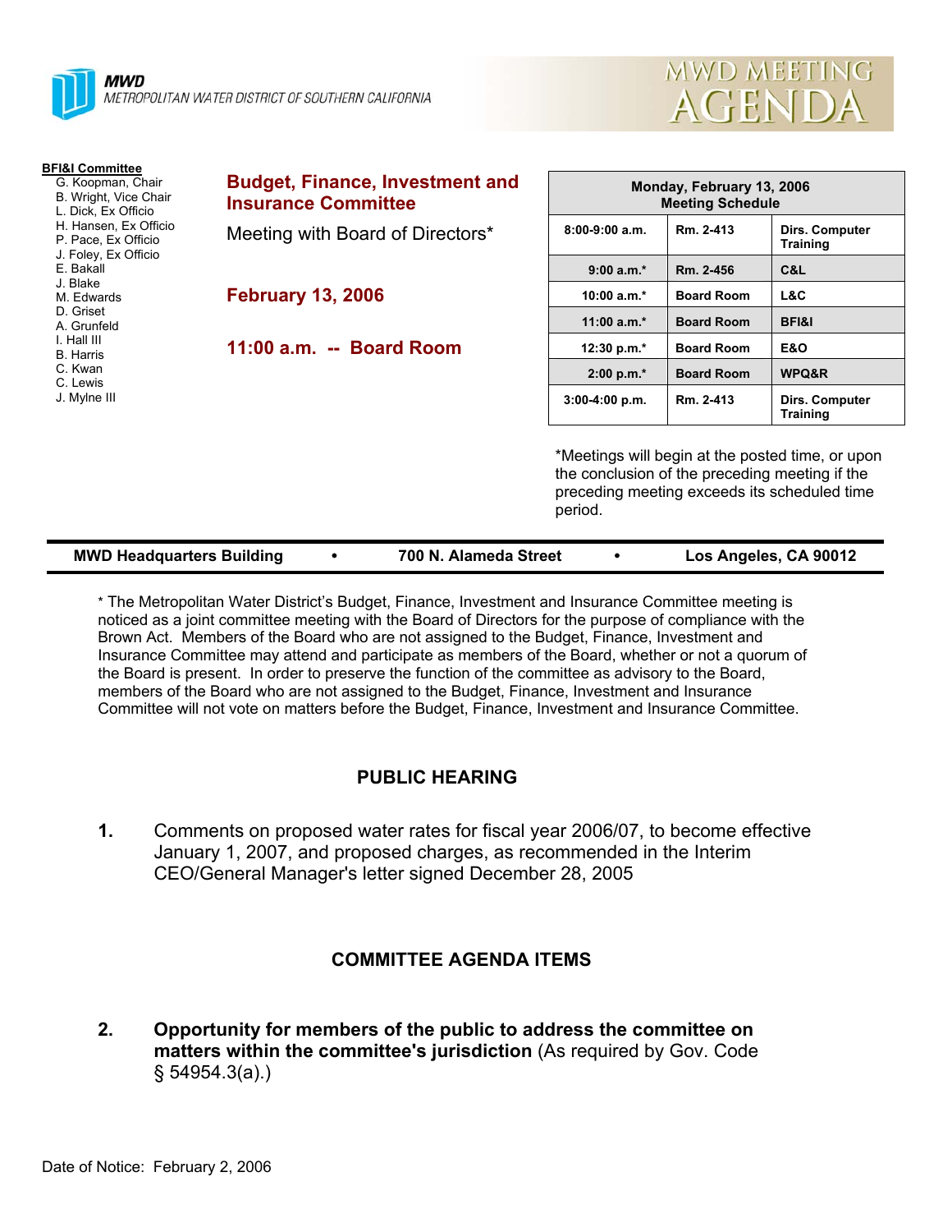**MWD**
METROPOLITAN WATER DISTRICT OF SOUTHERN CALIFORNIA

# MWD MEETING AGENDA

**BFI&I Committee**
- G. Koopman, Chair
- B. Wright, Vice Chair
- L. Dick, Ex Officio
- H. Hansen, Ex Officio
- P. Pace, Ex Officio
- J. Foley, Ex Officio
- E. Bakall
- J. Blake
- M. Edwards
- D. Griset
- A. Grunfeld
- I. Hall III
- B. Harris
- C. Kwan
- C. Lewis
- J. Mylne III

## Budget, Finance, Investment and Insurance Committee

Meeting with Board of Directors*

**February 13, 2006**

**11:00 a.m. -- Board Room**

| Monday, February 13, 2006 Meeting Schedule | | |
|---|---|---|
| 8:00-9:00 a.m. | Rm. 2-413 | Dirs. Computer Training |
| 9:00 a.m.* | Rm. 2-456 | C&L |
| 10:00 a.m.* | Board Room | L&C |
| 11:00 a.m.* | Board Room | BFI&I |
| 12:30 p.m.* | Board Room | E&O |
| 2:00 p.m.* | Board Room | WPQ&R |
| 3:00-4:00 p.m. | Rm. 2-413 | Dirs. Computer Training |

*Meetings will begin at the posted time, or upon the conclusion of the preceding meeting if the preceding meeting exceeds its scheduled time period.

**MWD Headquarters Building • 700 N. Alameda Street • Los Angeles, CA 90012**

* The Metropolitan Water District's Budget, Finance, Investment and Insurance Committee meeting is noticed as a joint committee meeting with the Board of Directors for the purpose of compliance with the Brown Act. Members of the Board who are not assigned to the Budget, Finance, Investment and Insurance Committee may attend and participate as members of the Board, whether or not a quorum of the Board is present. In order to preserve the function of the committee as advisory to the Board, members of the Board who are not assigned to the Budget, Finance, Investment and Insurance Committee will not vote on matters before the Budget, Finance, Investment and Insurance Committee.

### PUBLIC HEARING

1. Comments on proposed water rates for fiscal year 2006/07, to become effective January 1, 2007, and proposed charges, as recommended in the Interim CEO/General Manager's letter signed December 28, 2005

### COMMITTEE AGENDA ITEMS

2. **Opportunity for members of the public to address the committee on matters within the committee's jurisdiction** (As required by Gov. Code § 54954.3(a).)

Date of Notice: February 2, 2006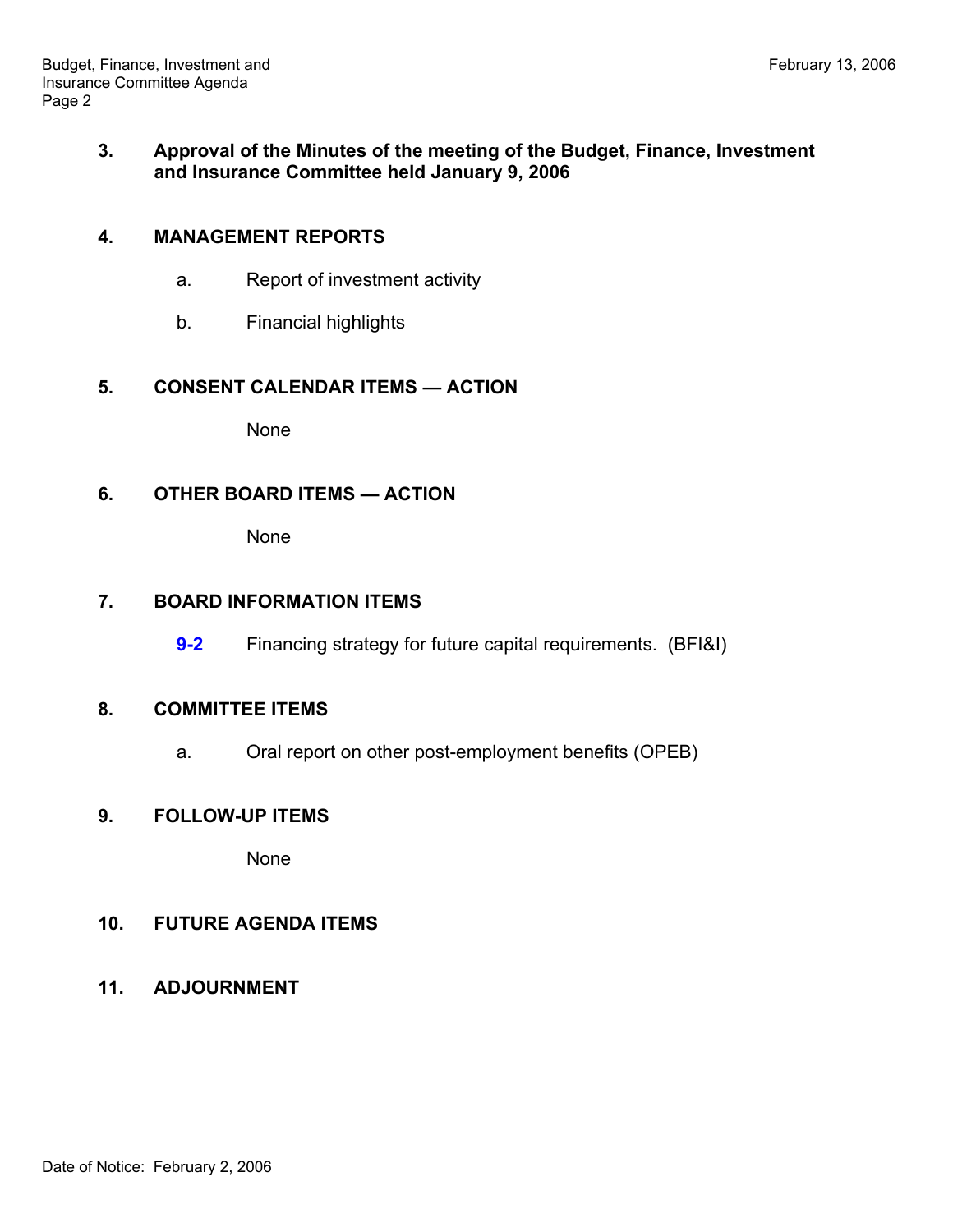**3. Approval of the Minutes of the meeting of the Budget, Finance, Investment and Insurance Committee held January 9, 2006**

**4. MANAGEMENT REPORTS**

a. Report of investment activity

b. Financial highlights

**5. CONSENT CALENDAR ITEMS — ACTION**

None

**6. OTHER BOARD ITEMS — ACTION**

None

**7. BOARD INFORMATION ITEMS**

**9-2** Financing strategy for future capital requirements. (BFI&I)

**8. COMMITTEE ITEMS**

a. Oral report on other post-employment benefits (OPEB)

**9. FOLLOW-UP ITEMS**

None

**10. FUTURE AGENDA ITEMS**

**11. ADJOURNMENT**

Date of Notice: February 2, 2006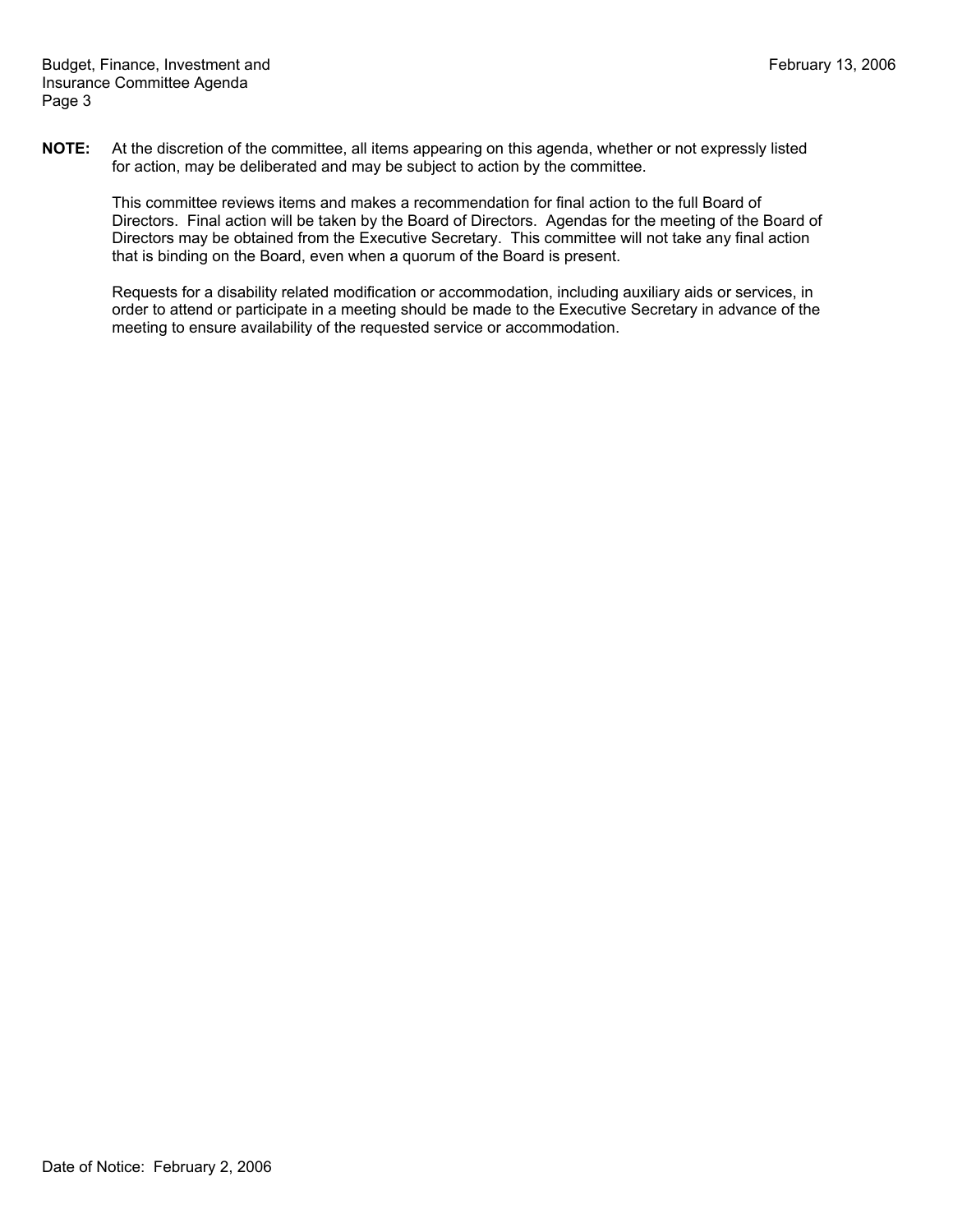**NOTE:** At the discretion of the committee, all items appearing on this agenda, whether or not expressly listed for action, may be deliberated and may be subject to action by the committee.

This committee reviews items and makes a recommendation for final action to the full Board of Directors. Final action will be taken by the Board of Directors. Agendas for the meeting of the Board of Directors may be obtained from the Executive Secretary. This committee will not take any final action that is binding on the Board, even when a quorum of the Board is present.

Requests for a disability related modification or accommodation, including auxiliary aids or services, in order to attend or participate in a meeting should be made to the Executive Secretary in advance of the meeting to ensure availability of the requested service or accommodation.

Date of Notice: February 2, 2006